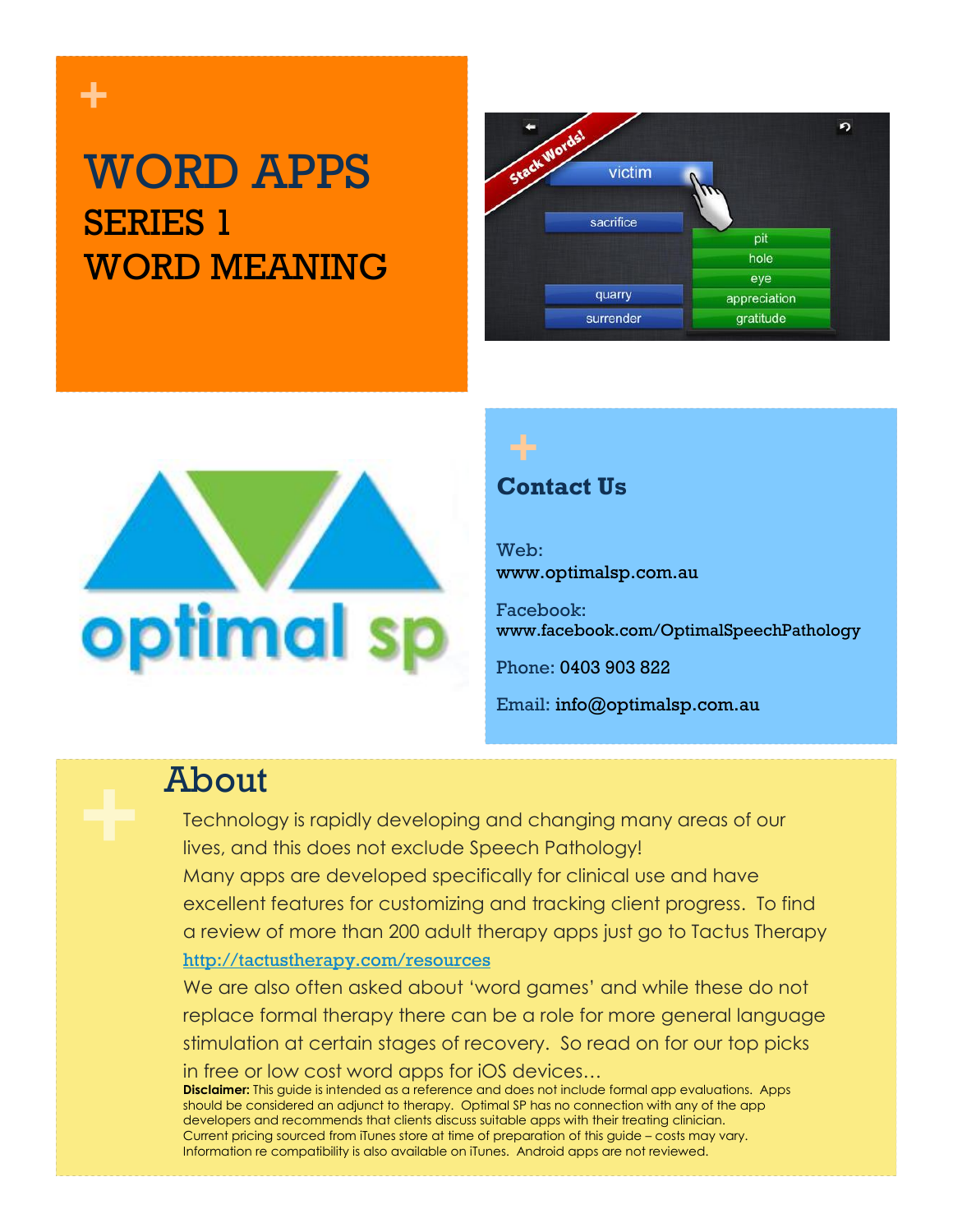# WORD APPS
## SERIES 1
## WORD MEANING

## Contact Us

Web:
www.optimalsp.com.au

Facebook:
www.facebook.com/OptimalSpeechPathology

Phone: 0403 903 822

Email: info@optimalsp.com.au

## About

Technology is rapidly developing and changing many areas of our lives, and this does not exclude Speech Pathology!

Many apps are developed specifically for clinical use and have excellent features for customizing and tracking client progress. To find a review of more than 200 adult therapy apps just go to Tactus Therapy [http://tactustherapy.com/resources](http://tactustherapy.com/resources)

We are also often asked about 'word games' and while these do not replace formal therapy there can be a role for more general language stimulation at certain stages of recovery. So read on for our top picks in free or low cost word apps for iOS devices…

**Disclaimer:** This guide is intended as a reference and does not include formal app evaluations. Apps should be considered an adjunct to therapy. Optimal SP has no connection with any of the app developers and recommends that clients discuss suitable apps with their treating clinician. Current pricing sourced from iTunes store at time of preparation of this guide – costs may vary. Information re compatibility is also available on iTunes. Android apps are not reviewed.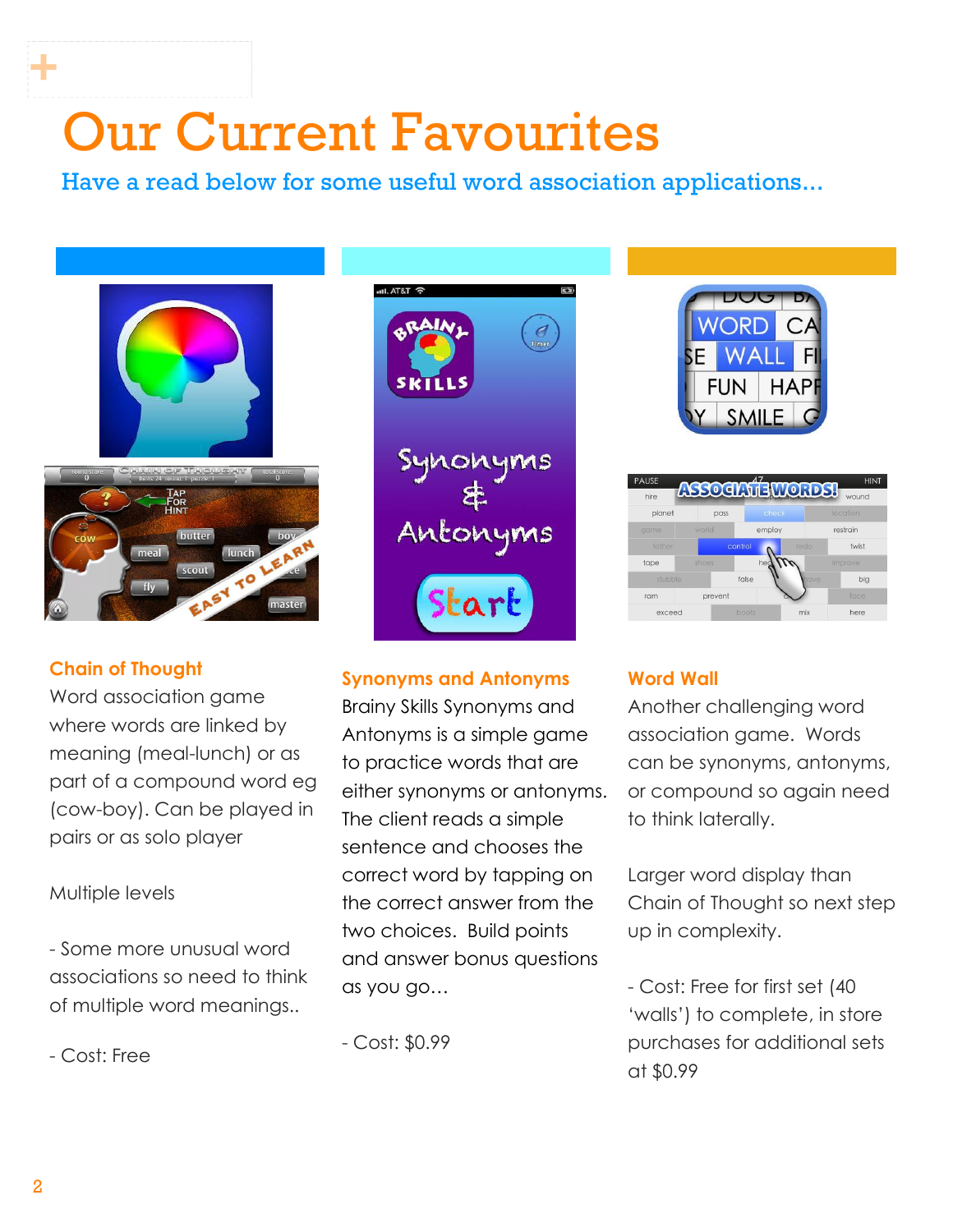# Our Current Favourites

Have a read below for some useful word association applications...

### Chain of Thought

Word association game where words are linked by meaning (meal-lunch) or as part of a compound word eg (cow-boy). Can be played in pairs or as solo player

Multiple levels

- Some more unusual word associations so need to think of multiple word meanings..

- Cost: Free

### Synonyms and Antonyms

Brainy Skills Synonyms and Antonyms is a simple game to practice words that are either synonyms or antonyms. The client reads a simple sentence and chooses the correct word by tapping on the correct answer from the two choices. Build points and answer bonus questions as you go…

- Cost: $0.99

### Word Wall

Another challenging word association game. Words can be synonyms, antonyms, or compound so again need to think laterally.

Larger word display than Chain of Thought so next step up in complexity.

- Cost: Free for first set (40 'walls') to complete, in store purchases for additional sets at $0.99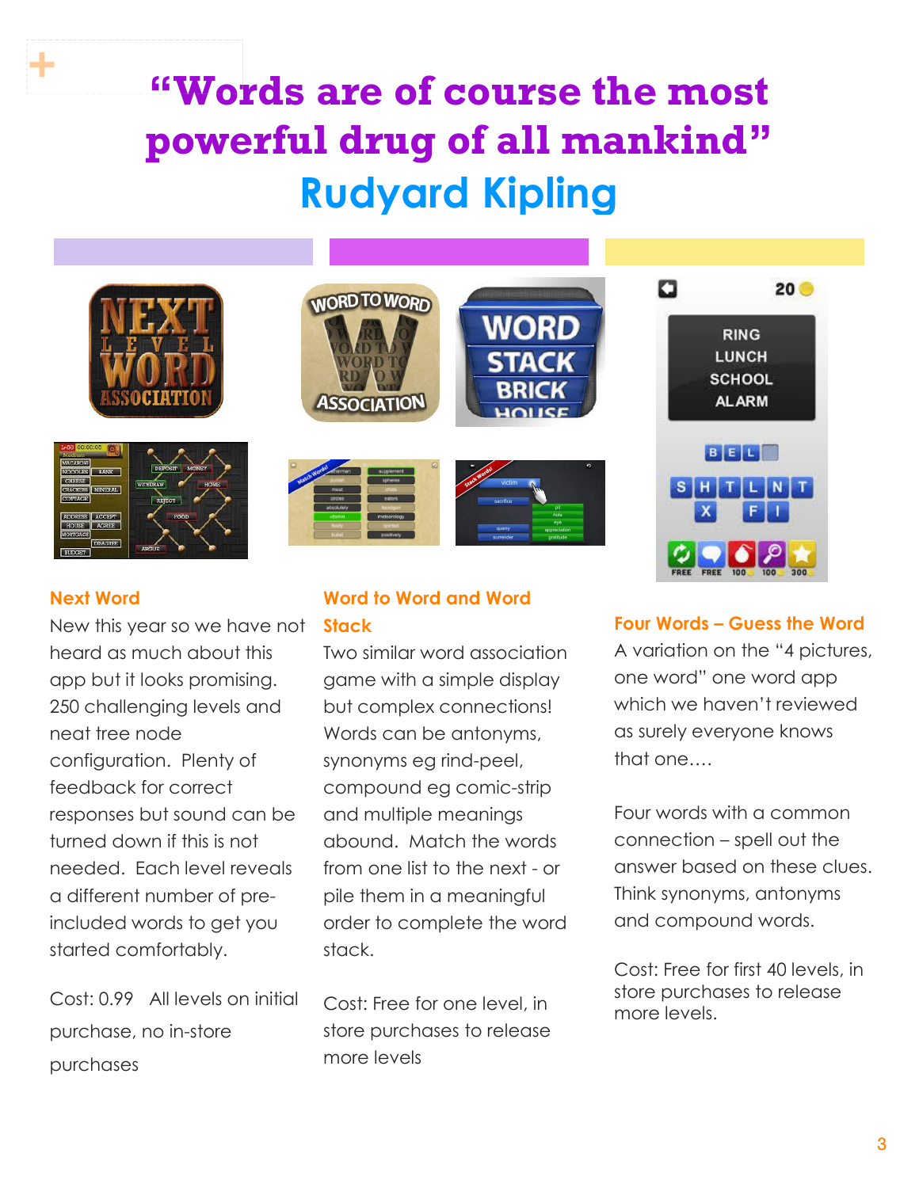# "Words are of course the most powerful drug of all mankind"

## Rudyard Kipling

### Next Word

New this year so we have not heard as much about this app but it looks promising. 250 challenging levels and neat tree node configuration. Plenty of feedback for correct responses but sound can be turned down if this is not needed. Each level reveals a different number of pre-included words to get you started comfortably.

Cost: 0.99 All levels on initial purchase, no in-store purchases

### Word to Word and Word Stack

Two similar word association game with a simple display but complex connections! Words can be antonyms, synonyms eg rind-peel, compound eg comic-strip and multiple meanings abound. Match the words from one list to the next - or pile them in a meaningful order to complete the word stack.

Cost: Free for one level, in store purchases to release more levels

### Four Words – Guess the Word

A variation on the "4 pictures, one word" one word app which we haven't reviewed as surely everyone knows that one….

Four words with a common connection – spell out the answer based on these clues. Think synonyms, antonyms and compound words.

Cost: Free for first 40 levels, in store purchases to release more levels.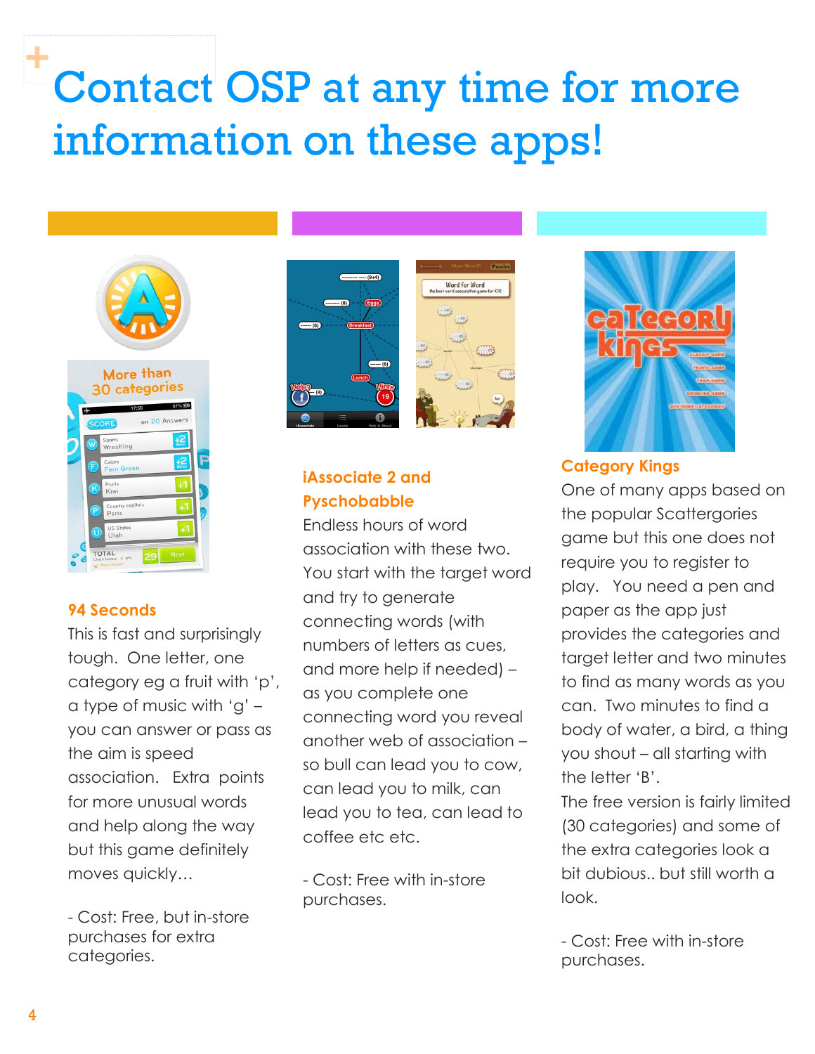# Contact OSP at any time for more information on these apps!

### 94 Seconds

This is fast and surprisingly tough. One letter, one category eg a fruit with 'p', a type of music with 'g' – you can answer or pass as the aim is speed association. Extra points for more unusual words and help along the way but this game definitely moves quickly…

- Cost: Free, but in-store purchases for extra categories.

### iAssociate 2 and Pyschobabble

Endless hours of word association with these two. You start with the target word and try to generate connecting words (with numbers of letters as cues, and more help if needed) – as you complete one connecting word you reveal another web of association – so bull can lead you to cow, can lead you to milk, can lead you to tea, can lead to coffee etc etc.

- Cost: Free with in-store purchases.

### Category Kings

One of many apps based on the popular Scattergories game but this one does not require you to register to play. You need a pen and paper as the app just provides the categories and target letter and two minutes to find as many words as you can. Two minutes to find a body of water, a bird, a thing you shout – all starting with the letter 'B'.

The free version is fairly limited (30 categories) and some of the extra categories look a bit dubious.. but still worth a look.

- Cost: Free with in-store purchases.